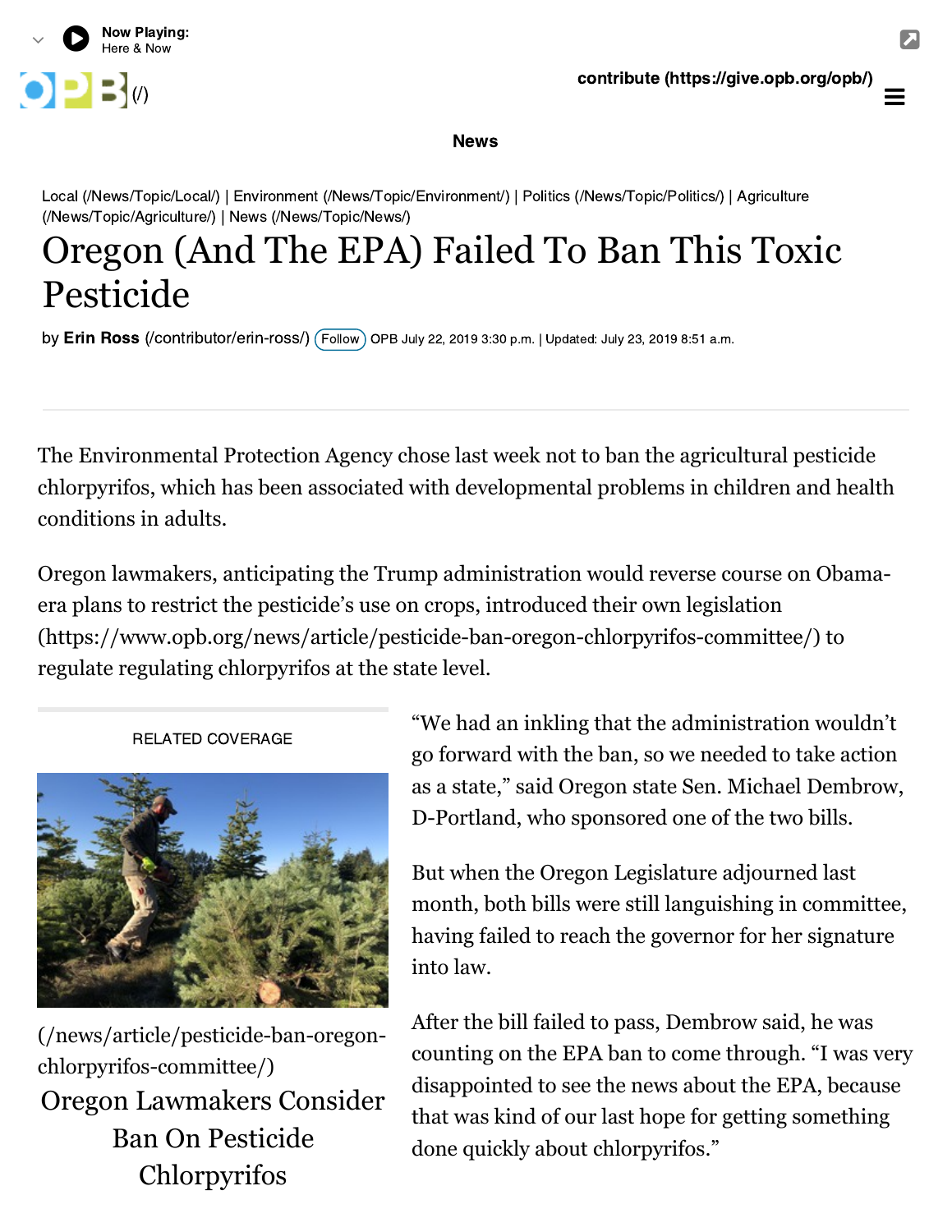Now Playing:
Here & Now

OPB (/)

contribute (https://give.opb.org/opb/)

News

Local (/News/Topic/Local/) | Environment (/News/Topic/Environment/) | Politics (/News/Topic/Politics/) | Agriculture (/News/Topic/Agriculture/) | News (/News/Topic/News/)

# Oregon (And The EPA) Failed To Ban This Toxic Pesticide

by **Erin Ross** (/contributor/erin-ross/) Follow OPB July 22, 2019 3:30 p.m. | Updated: July 23, 2019 8:51 a.m.

---

The Environmental Protection Agency chose last week not to ban the agricultural pesticide chlorpyrifos, which has been associated with developmental problems in children and health conditions in adults.

Oregon lawmakers, anticipating the Trump administration would reverse course on Obama-era plans to restrict the pesticide's use on crops, introduced their own legislation (https://www.opb.org/news/article/pesticide-ban-oregon-chlorpyrifos-committee/) to regulate regulating chlorpyrifos at the state level.

RELATED COVERAGE

(/news/article/pesticide-ban-oregon-chlorpyrifos-committee/)

Oregon Lawmakers Consider Ban On Pesticide Chlorpyrifos

"We had an inkling that the administration wouldn't go forward with the ban, so we needed to take action as a state," said Oregon state Sen. Michael Dembrow, D-Portland, who sponsored one of the two bills.

But when the Oregon Legislature adjourned last month, both bills were still languishing in committee, having failed to reach the governor for her signature into law.

After the bill failed to pass, Dembrow said, he was counting on the EPA ban to come through. "I was very disappointed to see the news about the EPA, because that was kind of our last hope for getting something done quickly about chlorpyrifos."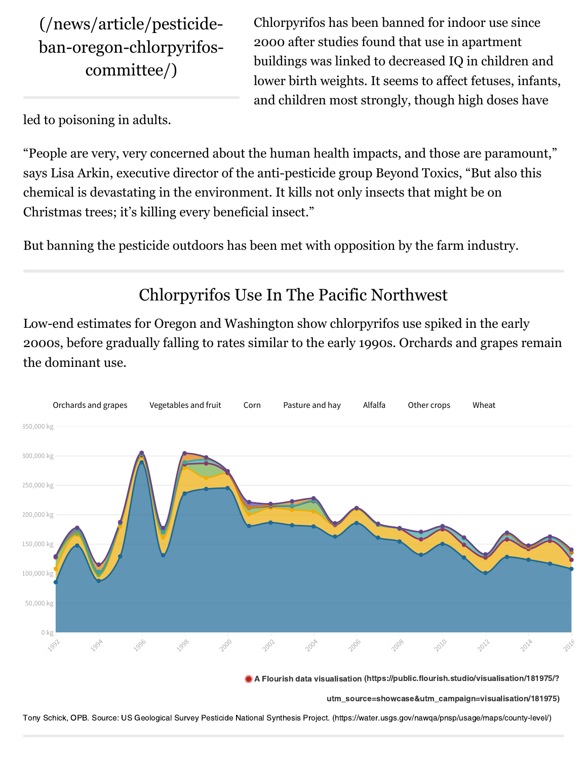(/news/article/pesticide-ban-oregon-chlorpyrifos-committee/)

Chlorpyrifos has been banned for indoor use since 2000 after studies found that use in apartment buildings was linked to decreased IQ in children and lower birth weights. It seems to affect fetuses, infants, and children most strongly, though high doses have led to poisoning in adults.

"People are very, very concerned about the human health impacts, and those are paramount," says Lisa Arkin, executive director of the anti-pesticide group Beyond Toxics, "But also this chemical is devastating in the environment. It kills not only insects that might be on Christmas trees; it's killing every beneficial insect."

But banning the pesticide outdoors has been met with opposition by the farm industry.

## Chlorpyrifos Use In The Pacific Northwest

Low-end estimates for Oregon and Washington show chlorpyrifos use spiked in the early 2000s, before gradually falling to rates similar to the early 1990s. Orchards and grapes remain the dominant use.

Orchards and grapes Vegetables and fruit Corn Pasture and hay Alfalfa Other crops Wheat

350,000 kg
300,000 kg
250,000 kg
200,000 kg
150,000 kg
100,000 kg
50,000 kg
0 kg

1992 1994 1996 1998 2000 2002 2004 2006 2008 2010 2012 2014 2016

A Flourish data visualisation (https://public.flourish.studio/visualisation/181975/?utm_source=showcase&utm_campaign=visualisation/181975)

Tony Schick, OPB. Source: US Geological Survey Pesticide National Synthesis Project. (https://water.usgs.gov/nawqa/pnsp/usage/maps/county-level/)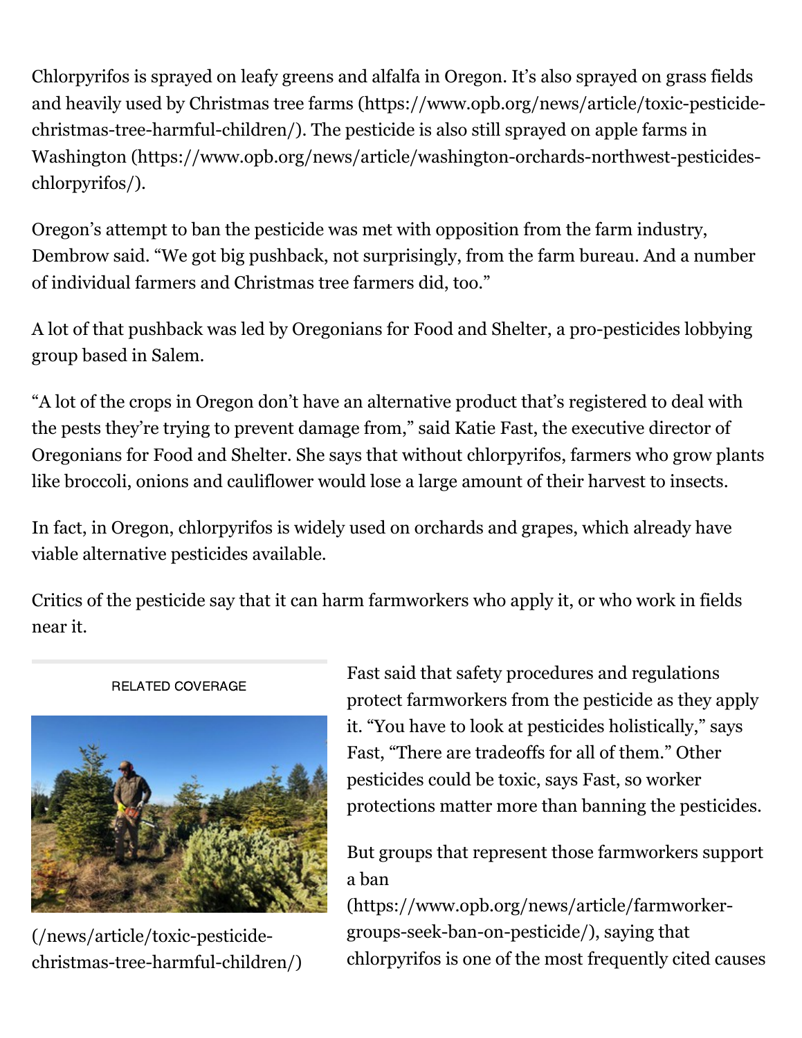Chlorpyrifos is sprayed on leafy greens and alfalfa in Oregon. It's also sprayed on grass fields and heavily used by Christmas tree farms (https://www.opb.org/news/article/toxic-pesticide-christmas-tree-harmful-children/). The pesticide is also still sprayed on apple farms in Washington (https://www.opb.org/news/article/washington-orchards-northwest-pesticides-chlorpyrifos/).

Oregon's attempt to ban the pesticide was met with opposition from the farm industry, Dembrow said. "We got big pushback, not surprisingly, from the farm bureau. And a number of individual farmers and Christmas tree farmers did, too."

A lot of that pushback was led by Oregonians for Food and Shelter, a pro-pesticides lobbying group based in Salem.

"A lot of the crops in Oregon don't have an alternative product that's registered to deal with the pests they're trying to prevent damage from," said Katie Fast, the executive director of Oregonians for Food and Shelter. She says that without chlorpyrifos, farmers who grow plants like broccoli, onions and cauliflower would lose a large amount of their harvest to insects.

In fact, in Oregon, chlorpyrifos is widely used on orchards and grapes, which already have viable alternative pesticides available.

Critics of the pesticide say that it can harm farmworkers who apply it, or who work in fields near it.

RELATED COVERAGE

(/news/article/toxic-pesticide-christmas-tree-harmful-children/)

Fast said that safety procedures and regulations protect farmworkers from the pesticide as they apply it. "You have to look at pesticides holistically," says Fast, "There are tradeoffs for all of them." Other pesticides could be toxic, says Fast, so worker protections matter more than banning the pesticides.

But groups that represent those farmworkers support a ban (https://www.opb.org/news/article/farmworker-groups-seek-ban-on-pesticide/), saying that chlorpyrifos is one of the most frequently cited causes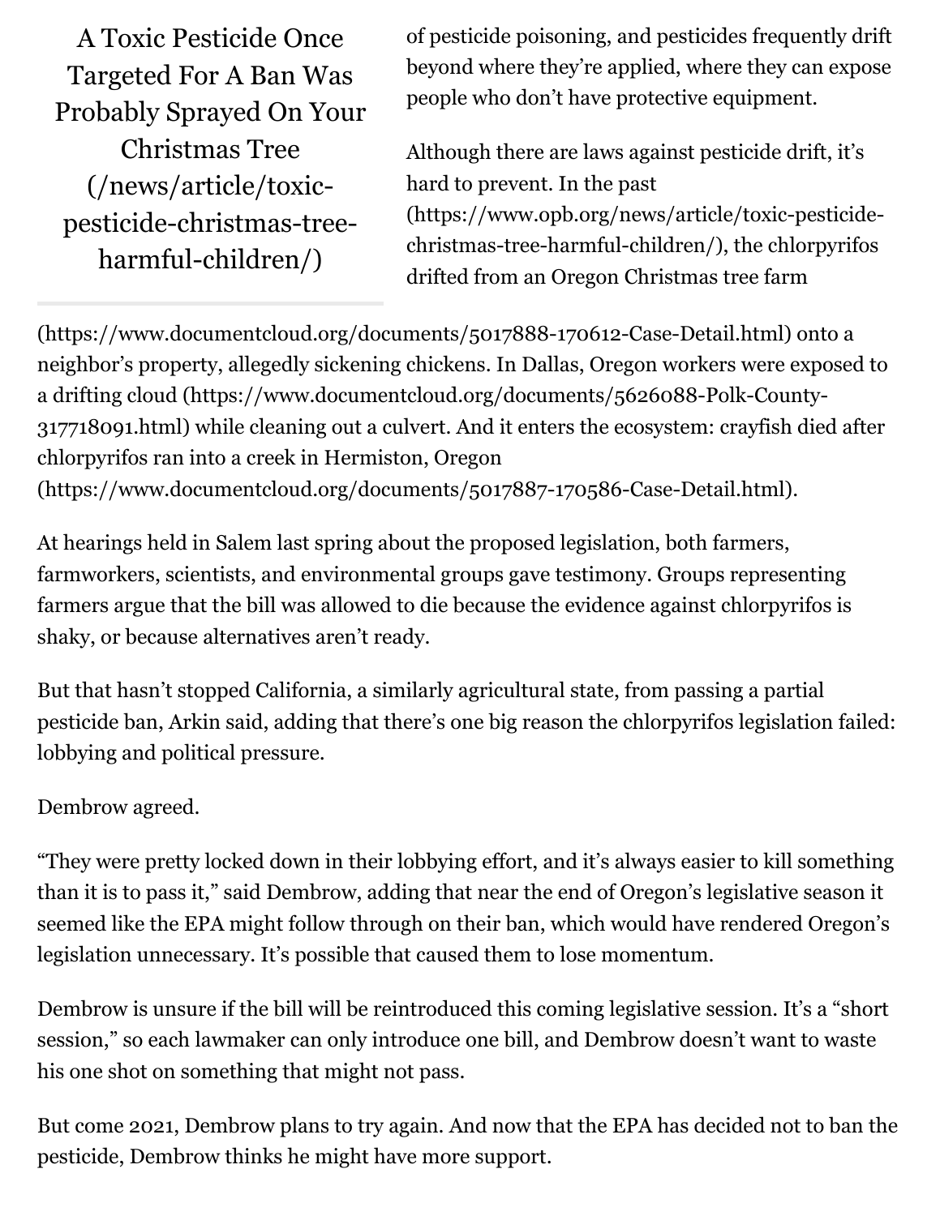A Toxic Pesticide Once Targeted For A Ban Was Probably Sprayed On Your Christmas Tree (/news/article/toxic-pesticide-christmas-tree-harmful-children/)

of pesticide poisoning, and pesticides frequently drift beyond where they're applied, where they can expose people who don't have protective equipment.

Although there are laws against pesticide drift, it's hard to prevent. In the past (https://www.opb.org/news/article/toxic-pesticide-christmas-tree-harmful-children/), the chlorpyrifos drifted from an Oregon Christmas tree farm (https://www.documentcloud.org/documents/5017888-170612-Case-Detail.html) onto a neighbor's property, allegedly sickening chickens. In Dallas, Oregon workers were exposed to a drifting cloud (https://www.documentcloud.org/documents/5626088-Polk-County-317718091.html) while cleaning out a culvert. And it enters the ecosystem: crayfish died after chlorpyrifos ran into a creek in Hermiston, Oregon (https://www.documentcloud.org/documents/5017887-170586-Case-Detail.html).

At hearings held in Salem last spring about the proposed legislation, both farmers, farmworkers, scientists, and environmental groups gave testimony. Groups representing farmers argue that the bill was allowed to die because the evidence against chlorpyrifos is shaky, or because alternatives aren't ready.

But that hasn't stopped California, a similarly agricultural state, from passing a partial pesticide ban, Arkin said, adding that there's one big reason the chlorpyrifos legislation failed: lobbying and political pressure.

Dembrow agreed.

"They were pretty locked down in their lobbying effort, and it's always easier to kill something than it is to pass it," said Dembrow, adding that near the end of Oregon's legislative season it seemed like the EPA might follow through on their ban, which would have rendered Oregon's legislation unnecessary. It's possible that caused them to lose momentum.

Dembrow is unsure if the bill will be reintroduced this coming legislative session. It's a "short session," so each lawmaker can only introduce one bill, and Dembrow doesn't want to waste his one shot on something that might not pass.

But come 2021, Dembrow plans to try again. And now that the EPA has decided not to ban the pesticide, Dembrow thinks he might have more support.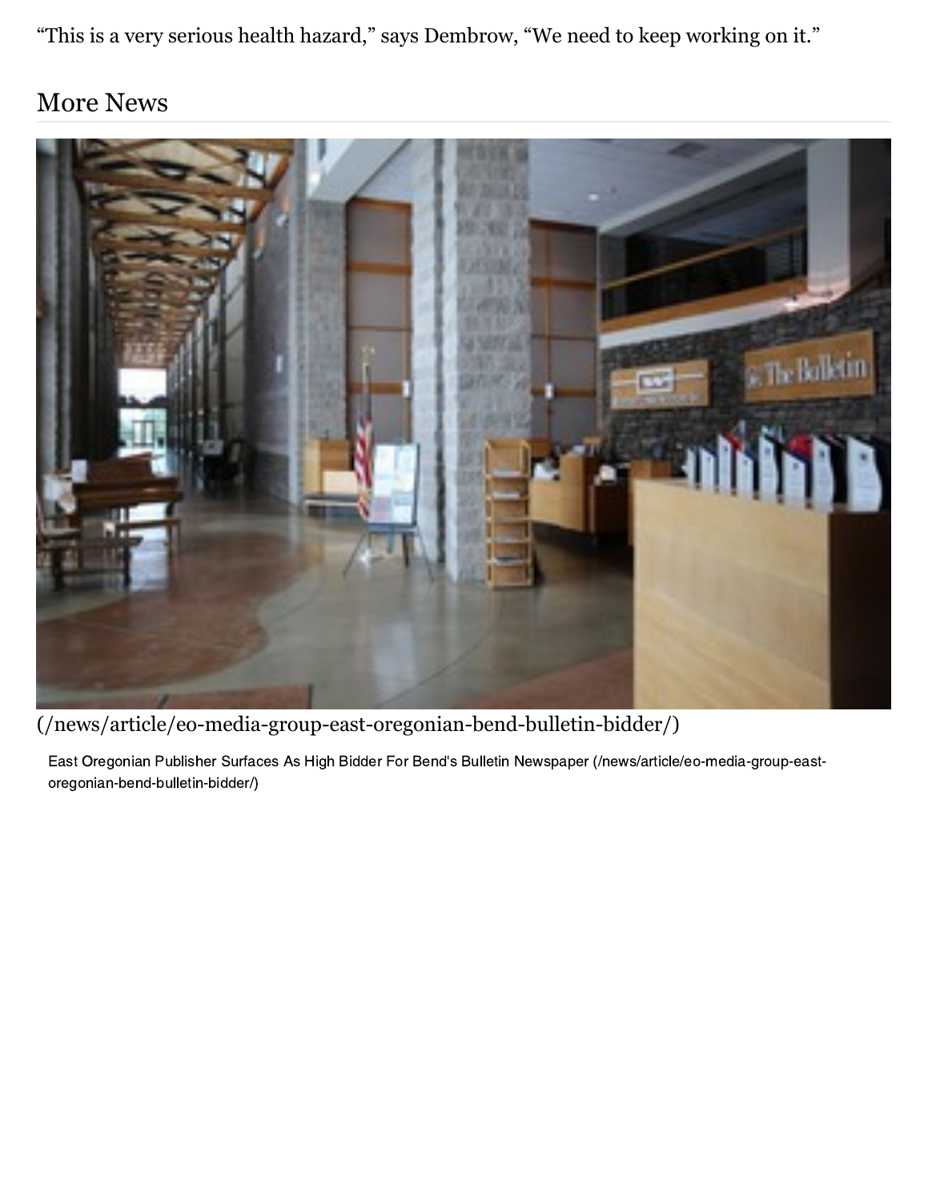“This is a very serious health hazard,” says Dembrow, “We need to keep working on it.”

## More News

(/news/article/eo-media-group-east-oregonian-bend-bulletin-bidder/)

East Oregonian Publisher Surfaces As High Bidder For Bend's Bulletin Newspaper (/news/article/eo-media-group-east-oregonian-bend-bulletin-bidder/)